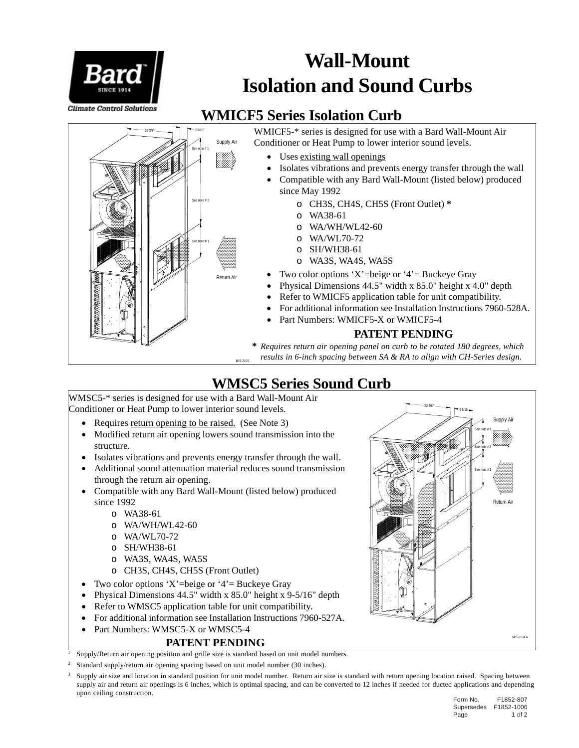# Wall-Mount Isolation and Sound Curbs

## WMICF5 Series Isolation Curb

WMICF5-* series is designed for use with a Bard Wall-Mount Air Conditioner or Heat Pump to lower interior sound levels.

- Uses existing wall openings
- Isolates vibrations and prevents energy transfer through the wall
- Compatible with any Bard Wall-Mount (listed below) produced since May 1992
  - CH3S, CH4S, CH5S (Front Outlet) *
  - WA38-61
  - WA/WH/WL42-60
  - WA/WL70-72
  - SH/WH38-61
  - WA3S, WA4S, WA5S
- Two color options 'X'=beige or '4'= Buckeye Gray
- Physical Dimensions 44.5" width x 85.0" height x 4.0" depth
- Refer to WMICF5 application table for unit compatibility.
- For additional information see Installation Instructions 7960-528A.
- Part Numbers: WMICF5-X or WMICF5-4

**PATENT PENDING**

\* *Requires return air opening panel on curb to be rotated 180 degrees, which results in 6-inch spacing between SA & RA to align with CH-Series design.*

## WMSC5 Series Sound Curb

WMSC5-* series is designed for use with a Bard Wall-Mount Air Conditioner or Heat Pump to lower interior sound levels.

- Requires return opening to be raised. (See Note 3)
- Modified return air opening lowers sound transmission into the structure.
- Isolates vibrations and prevents energy transfer through the wall.
- Additional sound attenuation material reduces sound transmission through the return air opening.
- Compatible with any Bard Wall-Mount (listed below) produced since 1992
  - WA38-61
  - WA/WH/WL42-60
  - WA/WL70-72
  - SH/WH38-61
  - WA3S, WA4S, WA5S
  - CH3S, CH4S, CH5S (Front Outlet)
- Two color options 'X'=beige or '4'= Buckeye Gray
- Physical Dimensions 44.5" width x 85.0" height x 9-5/16" depth
- Refer to WMSC5 application table for unit compatibility.
- For additional information see Installation Instructions 7960-527A.
- Part Numbers: WMSC5-X or WMSC5-4

**PATENT PENDING**

[1] Supply/Return air opening position and grille size is standard based on unit model numbers.

[2] Standard supply/return air opening spacing based on unit model number (30 inches).

[3] Supply air size and location in standard position for unit model number. Return air size is standard with return opening location raised. Spacing between supply air and return air openings is 6 inches, which is optimal spacing, and can be converted to 12 inches if needed for ducted applications and depending upon ceiling construction.

Form No. F1852-807
Supersedes F1852-1006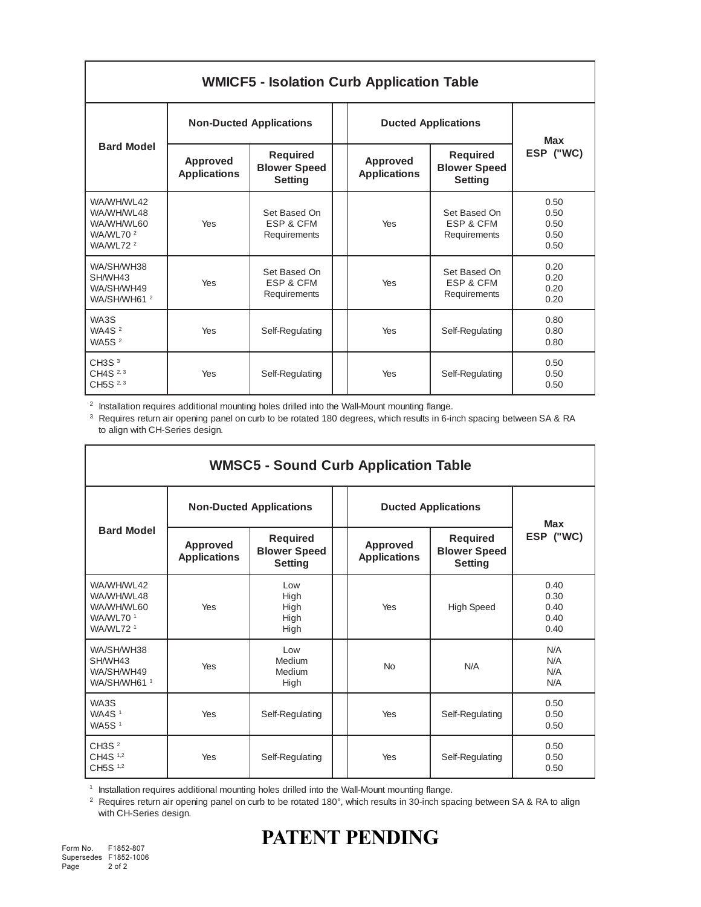## WMICF5 - Isolation Curb Application Table

| Bard Model | Non-Ducted Applications | | | Ducted Applications | | Max ESP ("WC) |
|---|---|---|---|---|---|---|
| | Approved Applications | Required Blower Speed Setting | | Approved Applications | Required Blower Speed Setting | |
| WA/WH/WL42<br>WA/WH/WL48<br>WA/WH/WL60<br>WA/WL70 [2]<br>WA/WL72 [2] | Yes | Set Based On ESP & CFM Requirements | | Yes | Set Based On ESP & CFM Requirements | 0.50<br>0.50<br>0.50<br>0.50<br>0.50 |
| WA/SH/WH38<br>SH/WH43<br>WA/SH/WH49<br>WA/SH/WH61 [2] | Yes | Set Based On ESP & CFM Requirements | | Yes | Set Based On ESP & CFM Requirements | 0.20<br>0.20<br>0.20<br>0.20 |
| WA3S<br>WA4S [2]<br>WA5S [2] | Yes | Self-Regulating | | Yes | Self-Regulating | 0.80<br>0.80<br>0.80 |
| CH3S [3]<br>CH4S [2, 3]<br>CH5S [2, 3] | Yes | Self-Regulating | | Yes | Self-Regulating | 0.50<br>0.50<br>0.50 |

[2] Installation requires additional mounting holes drilled into the Wall-Mount mounting flange.

[3] Requires return air opening panel on curb to be rotated 180 degrees, which results in 6-inch spacing between SA & RA to align with CH-Series design.

## WMSC5 - Sound Curb Application Table

| Bard Model | Non-Ducted Applications | | | Ducted Applications | | Max ESP ("WC) |
|---|---|---|---|---|---|---|
| | Approved Applications | Required Blower Speed Setting | | Approved Applications | Required Blower Speed Setting | |
| WA/WH/WL42<br>WA/WH/WL48<br>WA/WH/WL60<br>WA/WL70 [1]<br>WA/WL72 [1] | Yes | Low<br>High<br>High<br>High<br>High | | Yes | High Speed | 0.40<br>0.30<br>0.40<br>0.40<br>0.40 |
| WA/SH/WH38<br>SH/WH43<br>WA/SH/WH49<br>WA/SH/WH61 [1] | Yes | Low<br>Medium<br>Medium<br>High | | No | N/A | N/A<br>N/A<br>N/A<br>N/A |
| WA3S<br>WA4S [1]<br>WA5S [1] | Yes | Self-Regulating | | Yes | Self-Regulating | 0.50<br>0.50<br>0.50 |
| CH3S [2]<br>CH4S [1,2]<br>CH5S [1,2] | Yes | Self-Regulating | | Yes | Self-Regulating | 0.50<br>0.50<br>0.50 |

[1] Installation requires additional mounting holes drilled into the Wall-Mount mounting flange.

[2] Requires return air opening panel on curb to be rotated 180°, which results in 30-inch spacing between SA & RA to align with CH-Series design.

**PATENT PENDING**

Form No. F1852-807
Supersedes F1852-1006